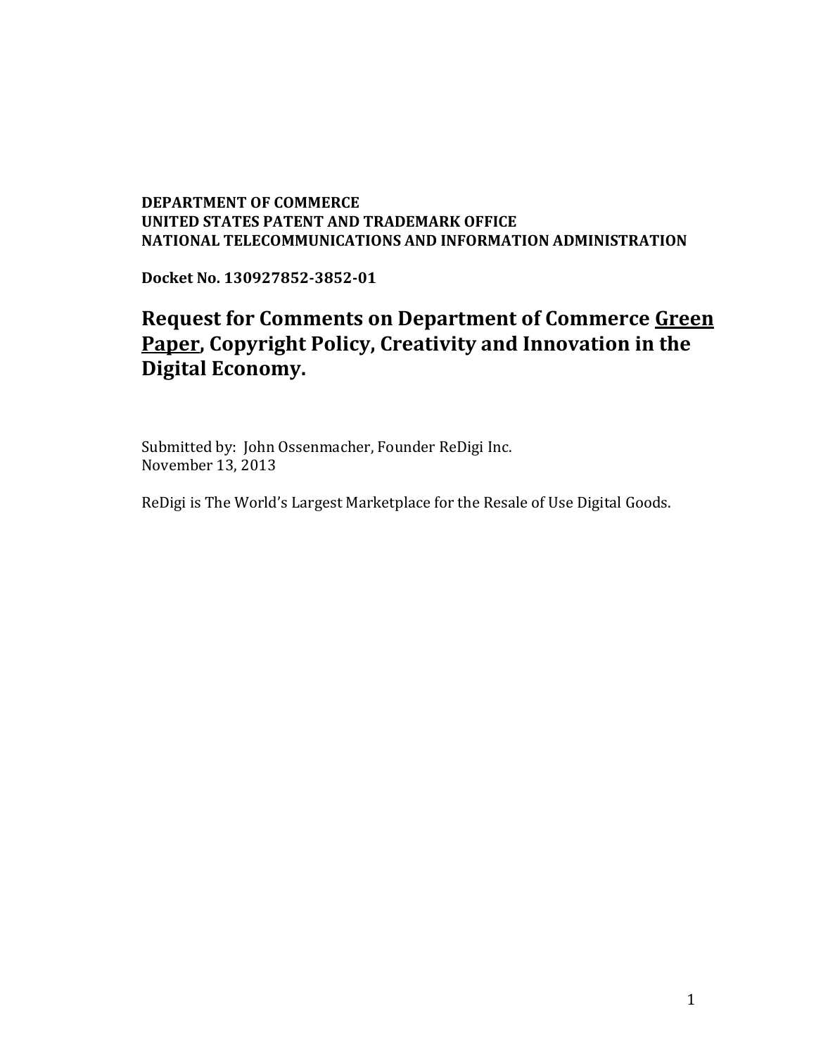**DEPARTMENT OF COMMERCE**
**UNITED STATES PATENT AND TRADEMARK OFFICE**
**NATIONAL TELECOMMUNICATIONS AND INFORMATION ADMINISTRATION**

**Docket No. 130927852-3852-01**

# Request for Comments on Department of Commerce Green Paper, Copyright Policy, Creativity and Innovation in the Digital Economy.

Submitted by: John Ossenmacher, Founder ReDigi Inc.
November 13, 2013

ReDigi is The World's Largest Marketplace for the Resale of Use Digital Goods.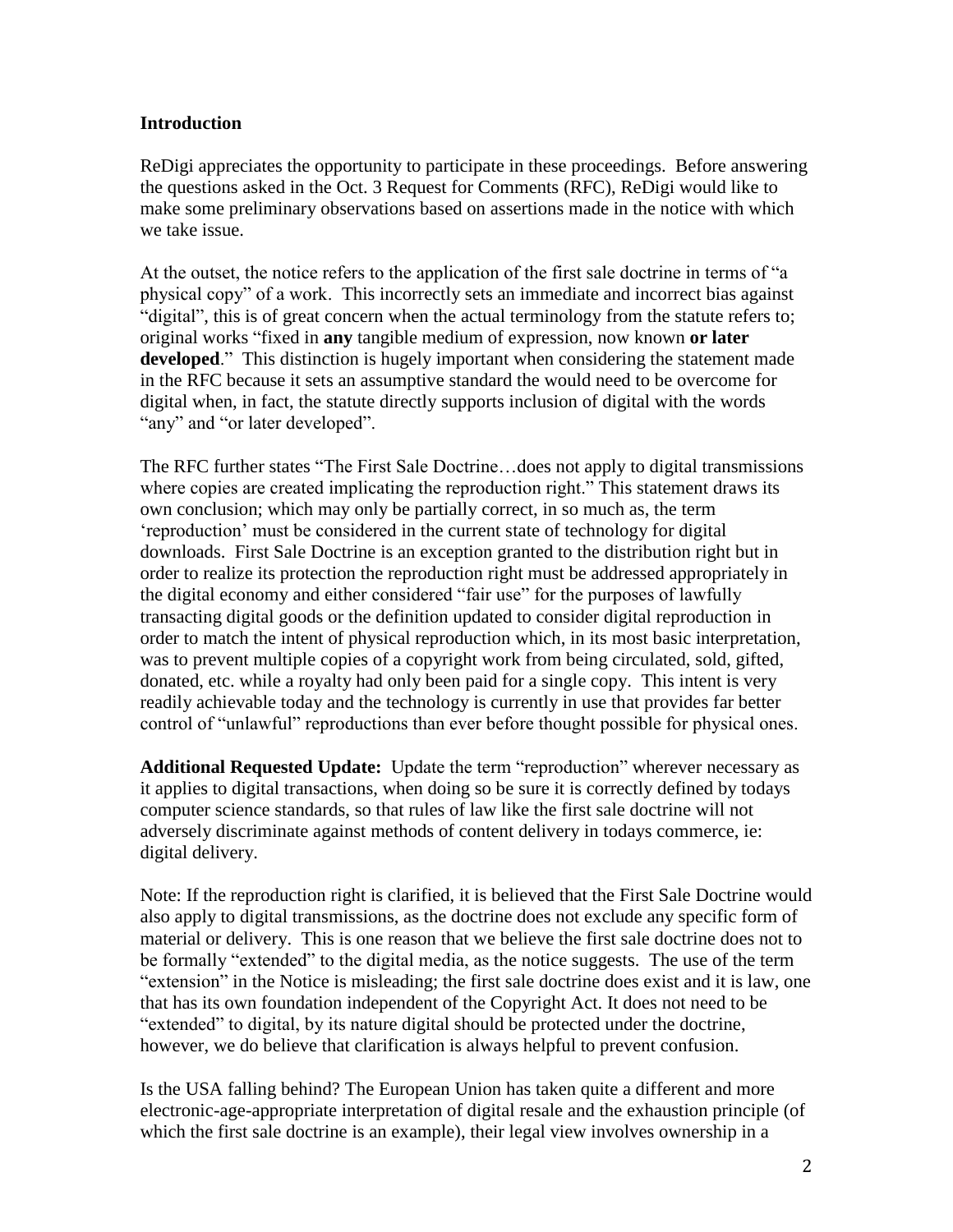**Introduction**

ReDigi appreciates the opportunity to participate in these proceedings. Before answering the questions asked in the Oct. 3 Request for Comments (RFC), ReDigi would like to make some preliminary observations based on assertions made in the notice with which we take issue.

At the outset, the notice refers to the application of the first sale doctrine in terms of "a physical copy" of a work. This incorrectly sets an immediate and incorrect bias against "digital", this is of great concern when the actual terminology from the statute refers to; original works "fixed in **any** tangible medium of expression, now known **or later developed**." This distinction is hugely important when considering the statement made in the RFC because it sets an assumptive standard the would need to be overcome for digital when, in fact, the statute directly supports inclusion of digital with the words "any" and "or later developed".

The RFC further states "The First Sale Doctrine…does not apply to digital transmissions where copies are created implicating the reproduction right." This statement draws its own conclusion; which may only be partially correct, in so much as, the term 'reproduction' must be considered in the current state of technology for digital downloads. First Sale Doctrine is an exception granted to the distribution right but in order to realize its protection the reproduction right must be addressed appropriately in the digital economy and either considered "fair use" for the purposes of lawfully transacting digital goods or the definition updated to consider digital reproduction in order to match the intent of physical reproduction which, in its most basic interpretation, was to prevent multiple copies of a copyright work from being circulated, sold, gifted, donated, etc. while a royalty had only been paid for a single copy. This intent is very readily achievable today and the technology is currently in use that provides far better control of "unlawful" reproductions than ever before thought possible for physical ones.

**Additional Requested Update:** Update the term "reproduction" wherever necessary as it applies to digital transactions, when doing so be sure it is correctly defined by todays computer science standards, so that rules of law like the first sale doctrine will not adversely discriminate against methods of content delivery in todays commerce, ie: digital delivery.

Note: If the reproduction right is clarified, it is believed that the First Sale Doctrine would also apply to digital transmissions, as the doctrine does not exclude any specific form of material or delivery. This is one reason that we believe the first sale doctrine does not to be formally "extended" to the digital media, as the notice suggests. The use of the term "extension" in the Notice is misleading; the first sale doctrine does exist and it is law, one that has its own foundation independent of the Copyright Act. It does not need to be "extended" to digital, by its nature digital should be protected under the doctrine, however, we do believe that clarification is always helpful to prevent confusion.

Is the USA falling behind? The European Union has taken quite a different and more electronic-age-appropriate interpretation of digital resale and the exhaustion principle (of which the first sale doctrine is an example), their legal view involves ownership in a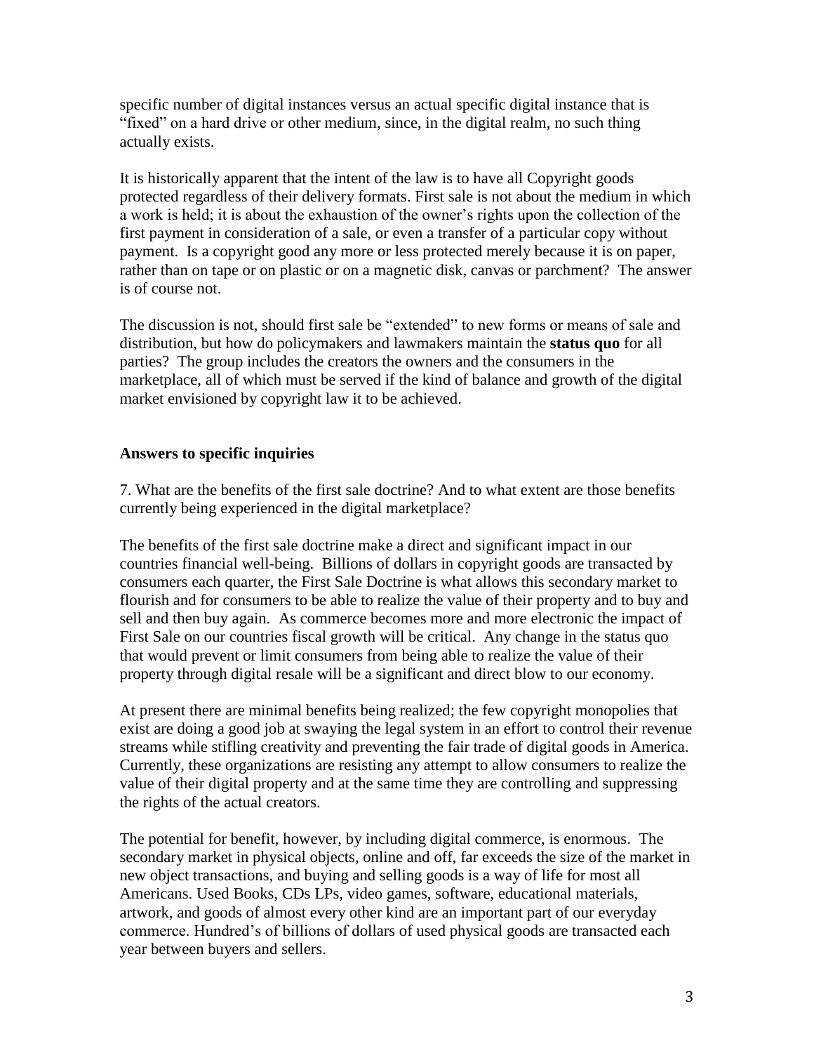specific number of digital instances versus an actual specific digital instance that is "fixed" on a hard drive or other medium, since, in the digital realm, no such thing actually exists.

It is historically apparent that the intent of the law is to have all Copyright goods protected regardless of their delivery formats. First sale is not about the medium in which a work is held; it is about the exhaustion of the owner's rights upon the collection of the first payment in consideration of a sale, or even a transfer of a particular copy without payment. Is a copyright good any more or less protected merely because it is on paper, rather than on tape or on plastic or on a magnetic disk, canvas or parchment? The answer is of course not.

The discussion is not, should first sale be "extended" to new forms or means of sale and distribution, but how do policymakers and lawmakers maintain the **status quo** for all parties? The group includes the creators the owners and the consumers in the marketplace, all of which must be served if the kind of balance and growth of the digital market envisioned by copyright law it to be achieved.

**Answers to specific inquiries**

7. What are the benefits of the first sale doctrine? And to what extent are those benefits currently being experienced in the digital marketplace?

The benefits of the first sale doctrine make a direct and significant impact in our countries financial well-being. Billions of dollars in copyright goods are transacted by consumers each quarter, the First Sale Doctrine is what allows this secondary market to flourish and for consumers to be able to realize the value of their property and to buy and sell and then buy again. As commerce becomes more and more electronic the impact of First Sale on our countries fiscal growth will be critical. Any change in the status quo that would prevent or limit consumers from being able to realize the value of their property through digital resale will be a significant and direct blow to our economy.

At present there are minimal benefits being realized; the few copyright monopolies that exist are doing a good job at swaying the legal system in an effort to control their revenue streams while stifling creativity and preventing the fair trade of digital goods in America. Currently, these organizations are resisting any attempt to allow consumers to realize the value of their digital property and at the same time they are controlling and suppressing the rights of the actual creators.

The potential for benefit, however, by including digital commerce, is enormous. The secondary market in physical objects, online and off, far exceeds the size of the market in new object transactions, and buying and selling goods is a way of life for most all Americans. Used Books, CDs LPs, video games, software, educational materials, artwork, and goods of almost every other kind are an important part of our everyday commerce. Hundred's of billions of dollars of used physical goods are transacted each year between buyers and sellers.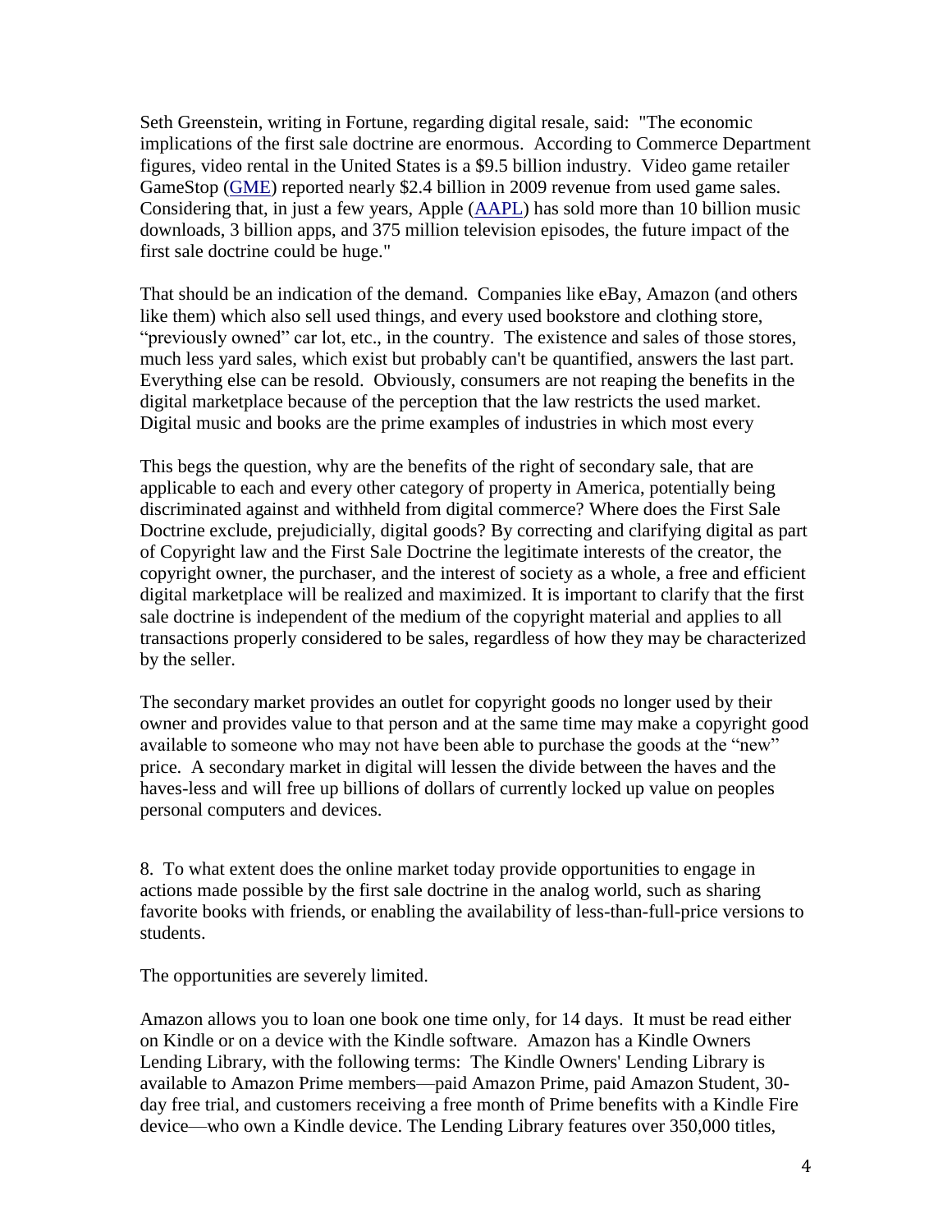Seth Greenstein, writing in Fortune, regarding digital resale, said: "The economic implications of the first sale doctrine are enormous. According to Commerce Department figures, video rental in the United States is a $9.5 billion industry. Video game retailer GameStop (GME) reported nearly $2.4 billion in 2009 revenue from used game sales. Considering that, in just a few years, Apple (AAPL) has sold more than 10 billion music downloads, 3 billion apps, and 375 million television episodes, the future impact of the first sale doctrine could be huge."

That should be an indication of the demand. Companies like eBay, Amazon (and others like them) which also sell used things, and every used bookstore and clothing store, "previously owned" car lot, etc., in the country. The existence and sales of those stores, much less yard sales, which exist but probably can't be quantified, answers the last part. Everything else can be resold. Obviously, consumers are not reaping the benefits in the digital marketplace because of the perception that the law restricts the used market. Digital music and books are the prime examples of industries in which most every

This begs the question, why are the benefits of the right of secondary sale, that are applicable to each and every other category of property in America, potentially being discriminated against and withheld from digital commerce? Where does the First Sale Doctrine exclude, prejudicially, digital goods? By correcting and clarifying digital as part of Copyright law and the First Sale Doctrine the legitimate interests of the creator, the copyright owner, the purchaser, and the interest of society as a whole, a free and efficient digital marketplace will be realized and maximized. It is important to clarify that the first sale doctrine is independent of the medium of the copyright material and applies to all transactions properly considered to be sales, regardless of how they may be characterized by the seller.

The secondary market provides an outlet for copyright goods no longer used by their owner and provides value to that person and at the same time may make a copyright good available to someone who may not have been able to purchase the goods at the "new" price. A secondary market in digital will lessen the divide between the haves and the haves-less and will free up billions of dollars of currently locked up value on peoples personal computers and devices.

8. To what extent does the online market today provide opportunities to engage in actions made possible by the first sale doctrine in the analog world, such as sharing favorite books with friends, or enabling the availability of less-than-full-price versions to students.

The opportunities are severely limited.

Amazon allows you to loan one book one time only, for 14 days. It must be read either on Kindle or on a device with the Kindle software. Amazon has a Kindle Owners Lending Library, with the following terms: The Kindle Owners' Lending Library is available to Amazon Prime members—paid Amazon Prime, paid Amazon Student, 30-day free trial, and customers receiving a free month of Prime benefits with a Kindle Fire device—who own a Kindle device. The Lending Library features over 350,000 titles,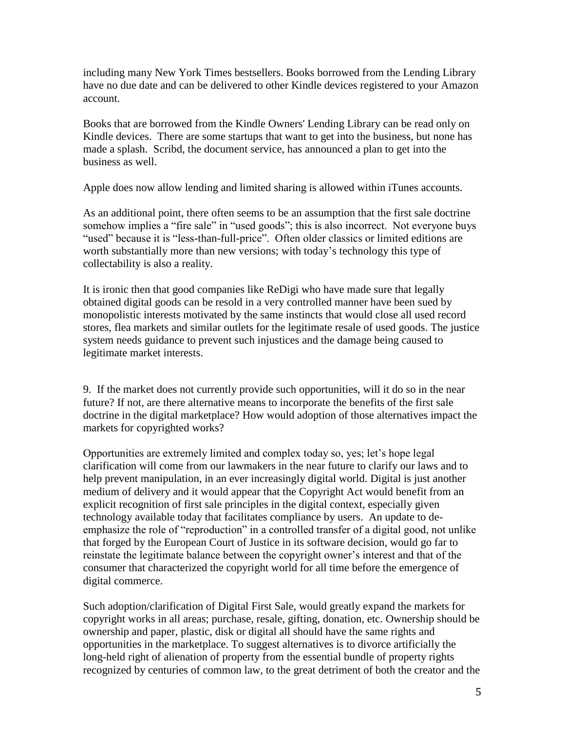including many New York Times bestsellers. Books borrowed from the Lending Library have no due date and can be delivered to other Kindle devices registered to your Amazon account.

Books that are borrowed from the Kindle Owners' Lending Library can be read only on Kindle devices. There are some startups that want to get into the business, but none has made a splash. Scribd, the document service, has announced a plan to get into the business as well.

Apple does now allow lending and limited sharing is allowed within iTunes accounts.

As an additional point, there often seems to be an assumption that the first sale doctrine somehow implies a "fire sale" in "used goods"; this is also incorrect. Not everyone buys "used" because it is "less-than-full-price". Often older classics or limited editions are worth substantially more than new versions; with today's technology this type of collectability is also a reality.

It is ironic then that good companies like ReDigi who have made sure that legally obtained digital goods can be resold in a very controlled manner have been sued by monopolistic interests motivated by the same instincts that would close all used record stores, flea markets and similar outlets for the legitimate resale of used goods. The justice system needs guidance to prevent such injustices and the damage being caused to legitimate market interests.

9. If the market does not currently provide such opportunities, will it do so in the near future? If not, are there alternative means to incorporate the benefits of the first sale doctrine in the digital marketplace? How would adoption of those alternatives impact the markets for copyrighted works?

Opportunities are extremely limited and complex today so, yes; let's hope legal clarification will come from our lawmakers in the near future to clarify our laws and to help prevent manipulation, in an ever increasingly digital world. Digital is just another medium of delivery and it would appear that the Copyright Act would benefit from an explicit recognition of first sale principles in the digital context, especially given technology available today that facilitates compliance by users. An update to de-emphasize the role of "reproduction" in a controlled transfer of a digital good, not unlike that forged by the European Court of Justice in its software decision, would go far to reinstate the legitimate balance between the copyright owner's interest and that of the consumer that characterized the copyright world for all time before the emergence of digital commerce.

Such adoption/clarification of Digital First Sale, would greatly expand the markets for copyright works in all areas; purchase, resale, gifting, donation, etc. Ownership should be ownership and paper, plastic, disk or digital all should have the same rights and opportunities in the marketplace. To suggest alternatives is to divorce artificially the long-held right of alienation of property from the essential bundle of property rights recognized by centuries of common law, to the great detriment of both the creator and the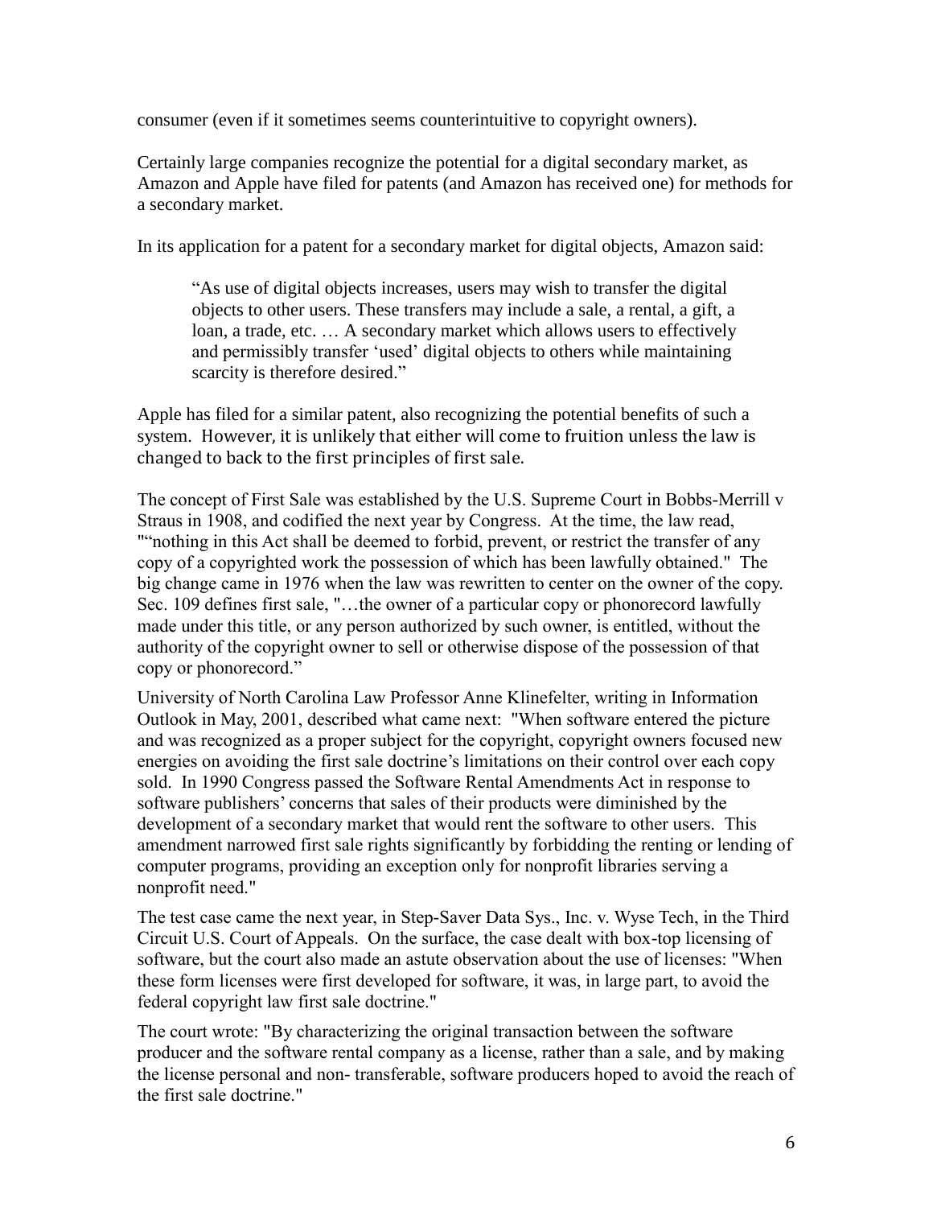consumer (even if it sometimes seems counterintuitive to copyright owners).

Certainly large companies recognize the potential for a digital secondary market, as Amazon and Apple have filed for patents (and Amazon has received one) for methods for a secondary market.

In its application for a patent for a secondary market for digital objects, Amazon said:

> "As use of digital objects increases, users may wish to transfer the digital objects to other users. These transfers may include a sale, a rental, a gift, a loan, a trade, etc. … A secondary market which allows users to effectively and permissibly transfer 'used' digital objects to others while maintaining scarcity is therefore desired."

Apple has filed for a similar patent, also recognizing the potential benefits of such a system. However, it is unlikely that either will come to fruition unless the law is changed to back to the first principles of first sale.

The concept of First Sale was established by the U.S. Supreme Court in Bobbs-Merrill v Straus in 1908, and codified the next year by Congress. At the time, the law read, ""nothing in this Act shall be deemed to forbid, prevent, or restrict the transfer of any copy of a copyrighted work the possession of which has been lawfully obtained." The big change came in 1976 when the law was rewritten to center on the owner of the copy. Sec. 109 defines first sale, "…the owner of a particular copy or phonorecord lawfully made under this title, or any person authorized by such owner, is entitled, without the authority of the copyright owner to sell or otherwise dispose of the possession of that copy or phonorecord."

University of North Carolina Law Professor Anne Klinefelter, writing in Information Outlook in May, 2001, described what came next: "When software entered the picture and was recognized as a proper subject for the copyright, copyright owners focused new energies on avoiding the first sale doctrine's limitations on their control over each copy sold. In 1990 Congress passed the Software Rental Amendments Act in response to software publishers' concerns that sales of their products were diminished by the development of a secondary market that would rent the software to other users. This amendment narrowed first sale rights significantly by forbidding the renting or lending of computer programs, providing an exception only for nonprofit libraries serving a nonprofit need."

The test case came the next year, in Step-Saver Data Sys., Inc. v. Wyse Tech, in the Third Circuit U.S. Court of Appeals. On the surface, the case dealt with box-top licensing of software, but the court also made an astute observation about the use of licenses: "When these form licenses were first developed for software, it was, in large part, to avoid the federal copyright law first sale doctrine."

The court wrote: "By characterizing the original transaction between the software producer and the software rental company as a license, rather than a sale, and by making the license personal and non- transferable, software producers hoped to avoid the reach of the first sale doctrine."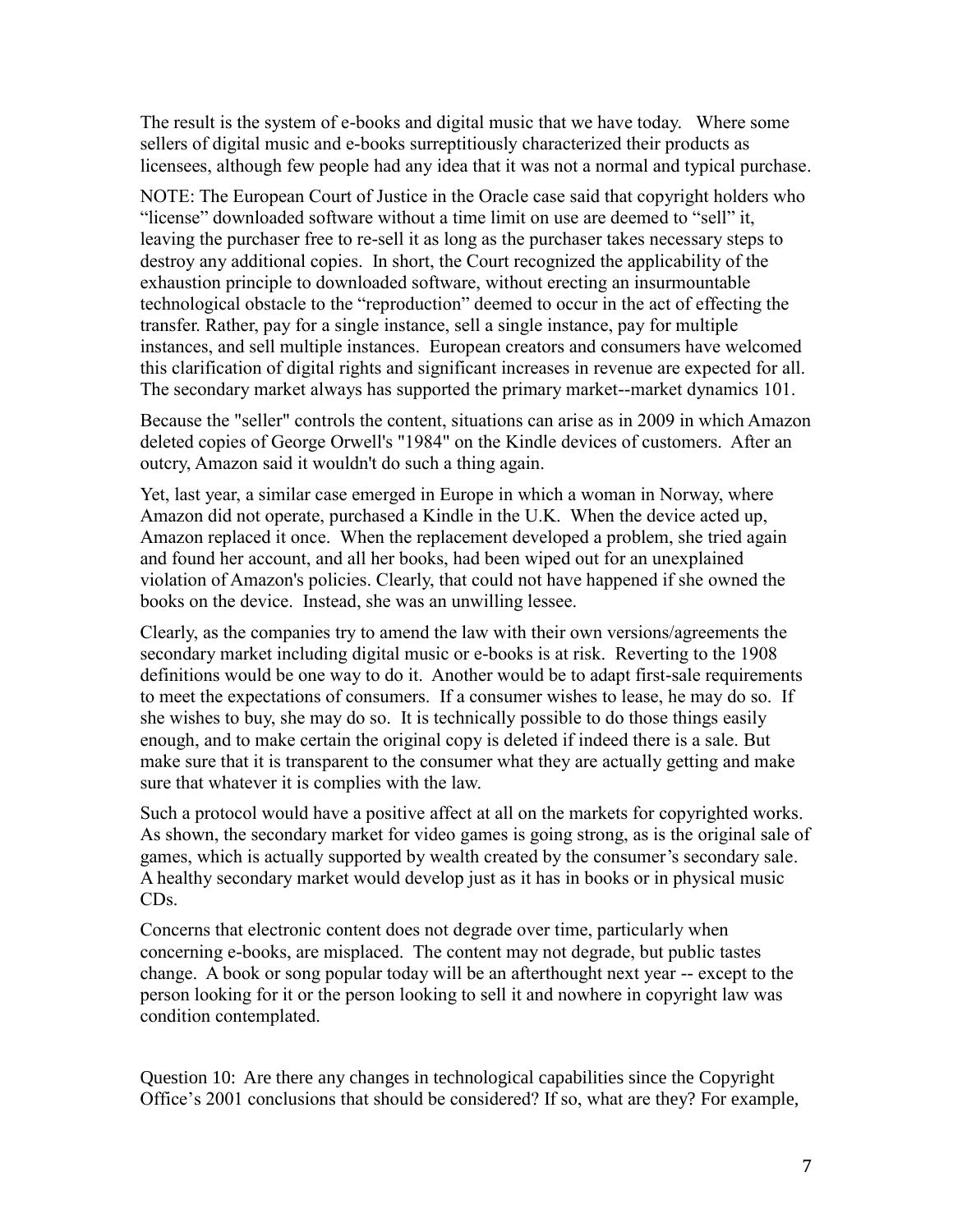The result is the system of e-books and digital music that we have today. Where some sellers of digital music and e-books surreptitiously characterized their products as licensees, although few people had any idea that it was not a normal and typical purchase.

NOTE: The European Court of Justice in the Oracle case said that copyright holders who "license" downloaded software without a time limit on use are deemed to "sell" it, leaving the purchaser free to re-sell it as long as the purchaser takes necessary steps to destroy any additional copies. In short, the Court recognized the applicability of the exhaustion principle to downloaded software, without erecting an insurmountable technological obstacle to the "reproduction" deemed to occur in the act of effecting the transfer. Rather, pay for a single instance, sell a single instance, pay for multiple instances, and sell multiple instances. European creators and consumers have welcomed this clarification of digital rights and significant increases in revenue are expected for all. The secondary market always has supported the primary market--market dynamics 101.

Because the "seller" controls the content, situations can arise as in 2009 in which Amazon deleted copies of George Orwell's "1984" on the Kindle devices of customers. After an outcry, Amazon said it wouldn't do such a thing again.

Yet, last year, a similar case emerged in Europe in which a woman in Norway, where Amazon did not operate, purchased a Kindle in the U.K. When the device acted up, Amazon replaced it once. When the replacement developed a problem, she tried again and found her account, and all her books, had been wiped out for an unexplained violation of Amazon's policies. Clearly, that could not have happened if she owned the books on the device. Instead, she was an unwilling lessee.

Clearly, as the companies try to amend the law with their own versions/agreements the secondary market including digital music or e-books is at risk. Reverting to the 1908 definitions would be one way to do it. Another would be to adapt first-sale requirements to meet the expectations of consumers. If a consumer wishes to lease, he may do so. If she wishes to buy, she may do so. It is technically possible to do those things easily enough, and to make certain the original copy is deleted if indeed there is a sale. But make sure that it is transparent to the consumer what they are actually getting and make sure that whatever it is complies with the law.

Such a protocol would have a positive affect at all on the markets for copyrighted works. As shown, the secondary market for video games is going strong, as is the original sale of games, which is actually supported by wealth created by the consumer's secondary sale. A healthy secondary market would develop just as it has in books or in physical music CDs.

Concerns that electronic content does not degrade over time, particularly when concerning e-books, are misplaced. The content may not degrade, but public tastes change. A book or song popular today will be an afterthought next year -- except to the person looking for it or the person looking to sell it and nowhere in copyright law was condition contemplated.

Question 10: Are there any changes in technological capabilities since the Copyright Office's 2001 conclusions that should be considered? If so, what are they? For example,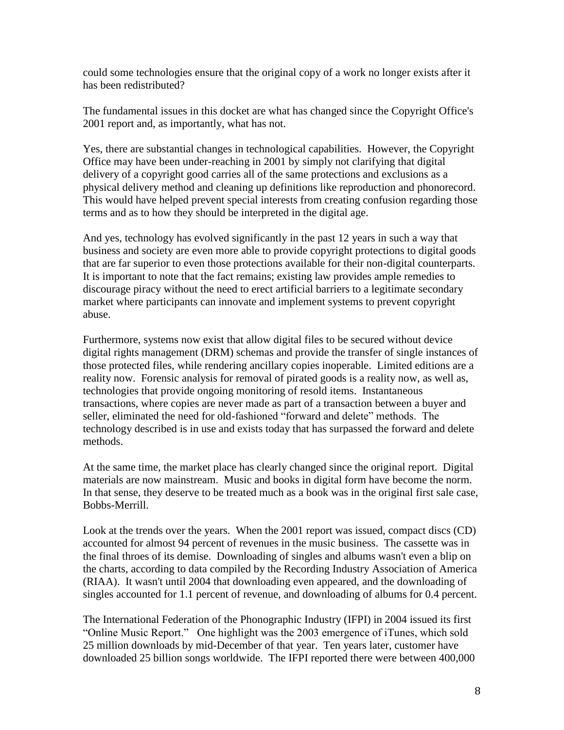could some technologies ensure that the original copy of a work no longer exists after it has been redistributed?

The fundamental issues in this docket are what has changed since the Copyright Office's 2001 report and, as importantly, what has not.

Yes, there are substantial changes in technological capabilities. However, the Copyright Office may have been under-reaching in 2001 by simply not clarifying that digital delivery of a copyright good carries all of the same protections and exclusions as a physical delivery method and cleaning up definitions like reproduction and phonorecord. This would have helped prevent special interests from creating confusion regarding those terms and as to how they should be interpreted in the digital age.

And yes, technology has evolved significantly in the past 12 years in such a way that business and society are even more able to provide copyright protections to digital goods that are far superior to even those protections available for their non-digital counterparts. It is important to note that the fact remains; existing law provides ample remedies to discourage piracy without the need to erect artificial barriers to a legitimate secondary market where participants can innovate and implement systems to prevent copyright abuse.

Furthermore, systems now exist that allow digital files to be secured without device digital rights management (DRM) schemas and provide the transfer of single instances of those protected files, while rendering ancillary copies inoperable. Limited editions are a reality now. Forensic analysis for removal of pirated goods is a reality now, as well as, technologies that provide ongoing monitoring of resold items. Instantaneous transactions, where copies are never made as part of a transaction between a buyer and seller, eliminated the need for old-fashioned "forward and delete" methods. The technology described is in use and exists today that has surpassed the forward and delete methods.

At the same time, the market place has clearly changed since the original report. Digital materials are now mainstream. Music and books in digital form have become the norm. In that sense, they deserve to be treated much as a book was in the original first sale case, Bobbs-Merrill.

Look at the trends over the years. When the 2001 report was issued, compact discs (CD) accounted for almost 94 percent of revenues in the music business. The cassette was in the final throes of its demise. Downloading of singles and albums wasn't even a blip on the charts, according to data compiled by the Recording Industry Association of America (RIAA). It wasn't until 2004 that downloading even appeared, and the downloading of singles accounted for 1.1 percent of revenue, and downloading of albums for 0.4 percent.

The International Federation of the Phonographic Industry (IFPI) in 2004 issued its first "Online Music Report." One highlight was the 2003 emergence of iTunes, which sold 25 million downloads by mid-December of that year. Ten years later, customer have downloaded 25 billion songs worldwide. The IFPI reported there were between 400,000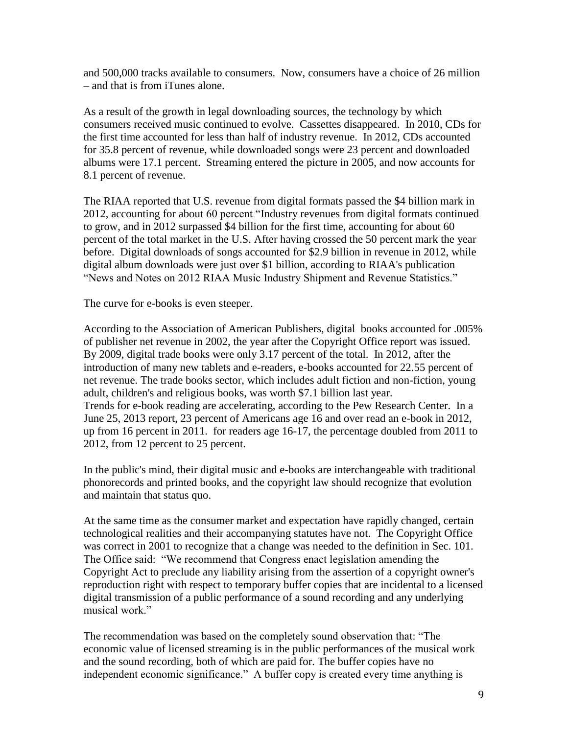and 500,000 tracks available to consumers. Now, consumers have a choice of 26 million – and that is from iTunes alone.

As a result of the growth in legal downloading sources, the technology by which consumers received music continued to evolve. Cassettes disappeared. In 2010, CDs for the first time accounted for less than half of industry revenue. In 2012, CDs accounted for 35.8 percent of revenue, while downloaded songs were 23 percent and downloaded albums were 17.1 percent. Streaming entered the picture in 2005, and now accounts for 8.1 percent of revenue.

The RIAA reported that U.S. revenue from digital formats passed the $4 billion mark in 2012, accounting for about 60 percent "Industry revenues from digital formats continued to grow, and in 2012 surpassed $4 billion for the first time, accounting for about 60 percent of the total market in the U.S. After having crossed the 50 percent mark the year before. Digital downloads of songs accounted for $2.9 billion in revenue in 2012, while digital album downloads were just over $1 billion, according to RIAA's publication "News and Notes on 2012 RIAA Music Industry Shipment and Revenue Statistics."

The curve for e-books is even steeper.

According to the Association of American Publishers, digital books accounted for .005% of publisher net revenue in 2002, the year after the Copyright Office report was issued. By 2009, digital trade books were only 3.17 percent of the total. In 2012, after the introduction of many new tablets and e-readers, e-books accounted for 22.55 percent of net revenue. The trade books sector, which includes adult fiction and non-fiction, young adult, children's and religious books, was worth $7.1 billion last year.
Trends for e-book reading are accelerating, according to the Pew Research Center. In a June 25, 2013 report, 23 percent of Americans age 16 and over read an e-book in 2012, up from 16 percent in 2011. for readers age 16-17, the percentage doubled from 2011 to 2012, from 12 percent to 25 percent.

In the public's mind, their digital music and e-books are interchangeable with traditional phonorecords and printed books, and the copyright law should recognize that evolution and maintain that status quo.

At the same time as the consumer market and expectation have rapidly changed, certain technological realities and their accompanying statutes have not. The Copyright Office was correct in 2001 to recognize that a change was needed to the definition in Sec. 101. The Office said: "We recommend that Congress enact legislation amending the Copyright Act to preclude any liability arising from the assertion of a copyright owner's reproduction right with respect to temporary buffer copies that are incidental to a licensed digital transmission of a public performance of a sound recording and any underlying musical work."

The recommendation was based on the completely sound observation that: "The economic value of licensed streaming is in the public performances of the musical work and the sound recording, both of which are paid for. The buffer copies have no independent economic significance." A buffer copy is created every time anything is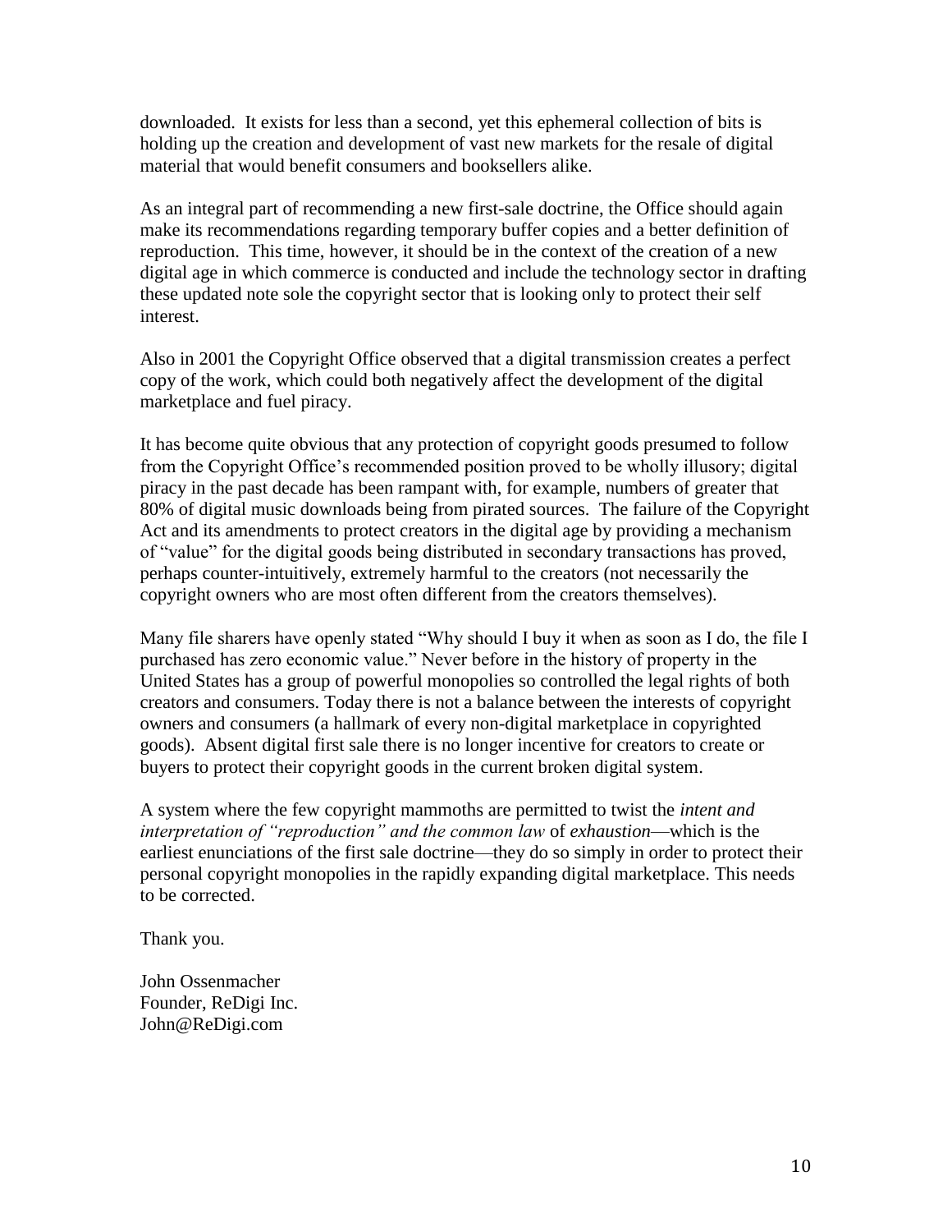downloaded. It exists for less than a second, yet this ephemeral collection of bits is holding up the creation and development of vast new markets for the resale of digital material that would benefit consumers and booksellers alike.

As an integral part of recommending a new first-sale doctrine, the Office should again make its recommendations regarding temporary buffer copies and a better definition of reproduction. This time, however, it should be in the context of the creation of a new digital age in which commerce is conducted and include the technology sector in drafting these updated note sole the copyright sector that is looking only to protect their self interest.

Also in 2001 the Copyright Office observed that a digital transmission creates a perfect copy of the work, which could both negatively affect the development of the digital marketplace and fuel piracy.

It has become quite obvious that any protection of copyright goods presumed to follow from the Copyright Office's recommended position proved to be wholly illusory; digital piracy in the past decade has been rampant with, for example, numbers of greater that 80% of digital music downloads being from pirated sources. The failure of the Copyright Act and its amendments to protect creators in the digital age by providing a mechanism of "value" for the digital goods being distributed in secondary transactions has proved, perhaps counter-intuitively, extremely harmful to the creators (not necessarily the copyright owners who are most often different from the creators themselves).

Many file sharers have openly stated "Why should I buy it when as soon as I do, the file I purchased has zero economic value." Never before in the history of property in the United States has a group of powerful monopolies so controlled the legal rights of both creators and consumers. Today there is not a balance between the interests of copyright owners and consumers (a hallmark of every non-digital marketplace in copyrighted goods). Absent digital first sale there is no longer incentive for creators to create or buyers to protect their copyright goods in the current broken digital system.

A system where the few copyright mammoths are permitted to twist the *intent and interpretation of "reproduction" and the common law* of *exhaustion*—which is the earliest enunciations of the first sale doctrine—they do so simply in order to protect their personal copyright monopolies in the rapidly expanding digital marketplace. This needs to be corrected.

Thank you.

John Ossenmacher
Founder, ReDigi Inc.
John@ReDigi.com